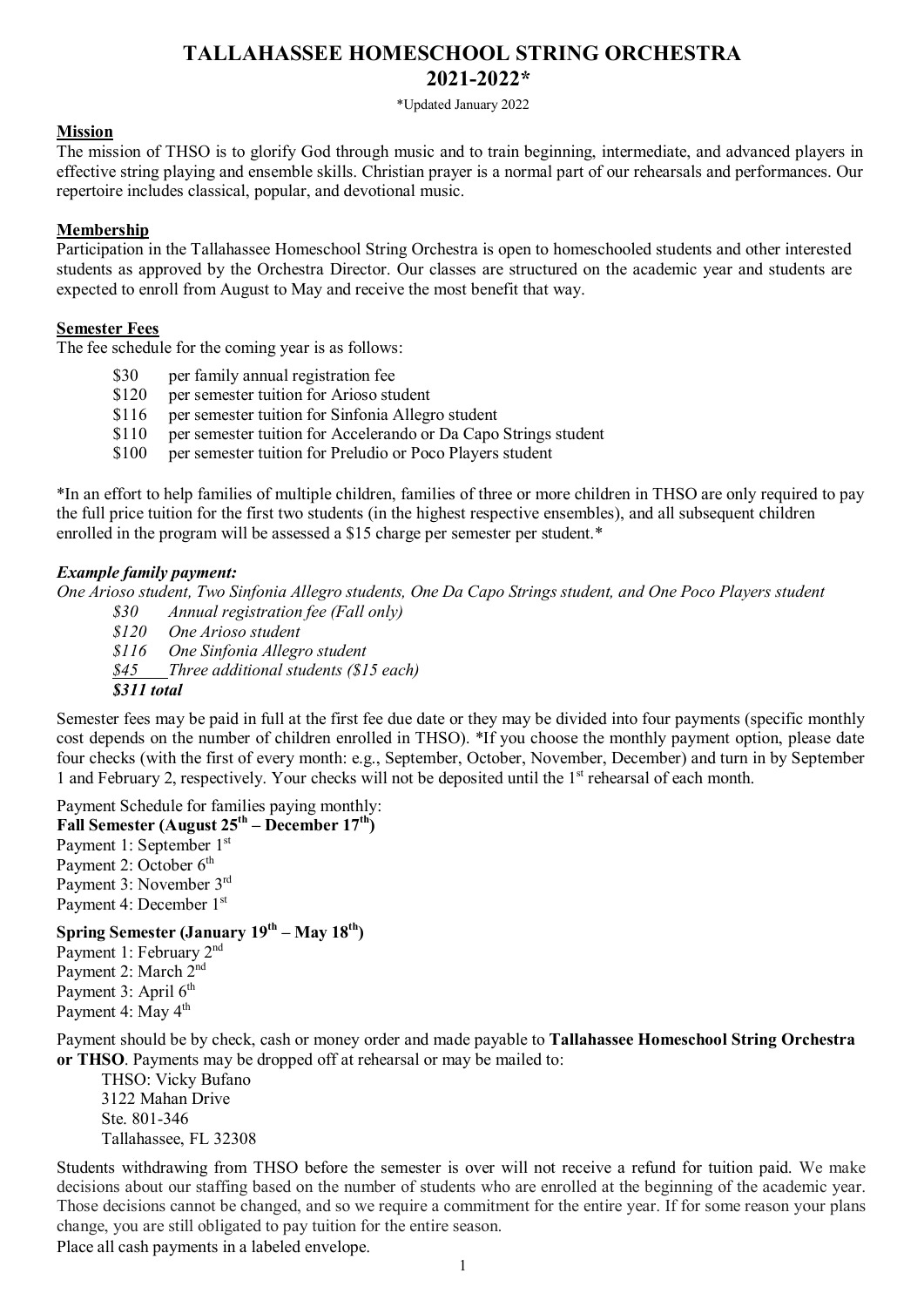# TALLAHASSEE HOMESCHOOL STRING ORCHESTRA 2021-2022*

*Updated January 2022

## Mission

The mission of THSO is to glorify God through music and to train beginning, intermediate, and advanced players in effective string playing and ensemble skills. Christian prayer is a normal part of our rehearsals and performances. Our repertoire includes classical, popular, and devotional music.

## Membership

Participation in the Tallahassee Homeschool String Orchestra is open to homeschooled students and other interested students as approved by the Orchestra Director. Our classes are structured on the academic year and students are expected to enroll from August to May and receive the most benefit that way.

## Semester Fees

The fee schedule for the coming year is as follows:

- $30 per family annual registration fee
- $120 per semester tuition for Arioso student
- $116 per semester tuition for Sinfonia Allegro student
- $110 per semester tuition for Accelerando or Da Capo Strings student
- $100 per semester tuition for Preludio or Poco Players student

*In an effort to help families of multiple children, families of three or more children in THSO are only required to pay the full price tuition for the first two students (in the highest respective ensembles), and all subsequent children enrolled in the program will be assessed a $15 charge per semester per student.*

***Example family payment:***

*One Arioso student, Two Sinfonia Allegro students, One Da Capo Strings student, and One Poco Players student*

- *$30 Annual registration fee (Fall only)*
- *$120 One Arioso student*
- *$116 One Sinfonia Allegro student*
- *$45 Three additional students ($15 each)*

***$311 total***

Semester fees may be paid in full at the first fee due date or they may be divided into four payments (specific monthly cost depends on the number of children enrolled in THSO). *If you choose the monthly payment option, please date four checks (with the first of every month: e.g., September, October, November, December) and turn in by September 1 and February 2, respectively. Your checks will not be deposited until the 1st rehearsal of each month.

Payment Schedule for families paying monthly:

**Fall Semester (August 25th – December 17th)**

Payment 1: September 1st
Payment 2: October 6th
Payment 3: November 3rd
Payment 4: December 1st

**Spring Semester (January 19th – May 18th)**

Payment 1: February 2nd
Payment 2: March 2nd
Payment 3: April 6th
Payment 4: May 4th

Payment should be by check, cash or money order and made payable to **Tallahassee Homeschool String Orchestra or THSO**. Payments may be dropped off at rehearsal or may be mailed to:

THSO: Vicky Bufano
3122 Mahan Drive
Ste. 801-346
Tallahassee, FL 32308

Students withdrawing from THSO before the semester is over will not receive a refund for tuition paid. We make decisions about our staffing based on the number of students who are enrolled at the beginning of the academic year. Those decisions cannot be changed, and so we require a commitment for the entire year. If for some reason your plans change, you are still obligated to pay tuition for the entire season.

Place all cash payments in a labeled envelope.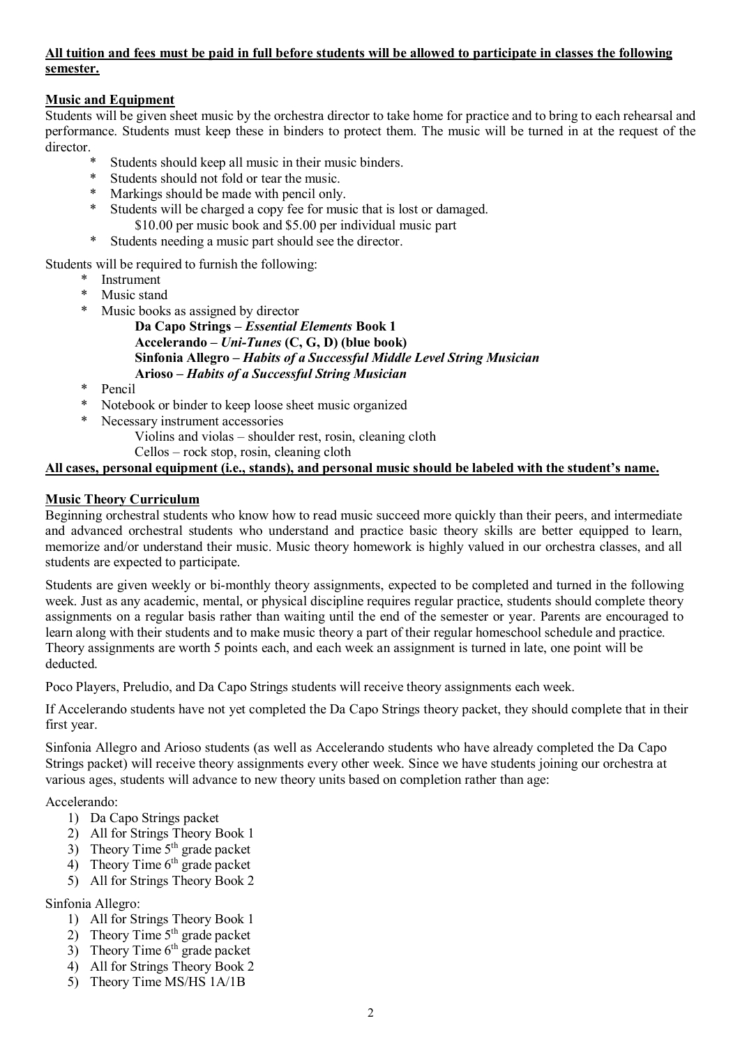**All tuition and fees must be paid in full before students will be allowed to participate in classes the following semester.**

## Music and Equipment

Students will be given sheet music by the orchestra director to take home for practice and to bring to each rehearsal and performance. Students must keep these in binders to protect them. The music will be turned in at the request of the director.

- Students should keep all music in their music binders.
- Students should not fold or tear the music.
- Markings should be made with pencil only.
- Students will be charged a copy fee for music that is lost or damaged.
  $10.00 per music book and $5.00 per individual music part
- Students needing a music part should see the director.

Students will be required to furnish the following:

- Instrument
- Music stand
- Music books as assigned by director
  - **Da Capo Strings – *Essential Elements* Book 1**
  - **Accelerando – *Uni-Tunes* (C, G, D) (blue book)**
  - **Sinfonia Allegro – *Habits of a Successful Middle Level String Musician***
  - **Arioso – *Habits of a Successful String Musician***
- Pencil
- Notebook or binder to keep loose sheet music organized
- Necessary instrument accessories
  - Violins and violas – shoulder rest, rosin, cleaning cloth
  - Cellos – rock stop, rosin, cleaning cloth

**All cases, personal equipment (i.e., stands), and personal music should be labeled with the student's name.**

## Music Theory Curriculum

Beginning orchestral students who know how to read music succeed more quickly than their peers, and intermediate and advanced orchestral students who understand and practice basic theory skills are better equipped to learn, memorize and/or understand their music. Music theory homework is highly valued in our orchestra classes, and all students are expected to participate.

Students are given weekly or bi-monthly theory assignments, expected to be completed and turned in the following week. Just as any academic, mental, or physical discipline requires regular practice, students should complete theory assignments on a regular basis rather than waiting until the end of the semester or year. Parents are encouraged to learn along with their students and to make music theory a part of their regular homeschool schedule and practice. Theory assignments are worth 5 points each, and each week an assignment is turned in late, one point will be deducted.

Poco Players, Preludio, and Da Capo Strings students will receive theory assignments each week.

If Accelerando students have not yet completed the Da Capo Strings theory packet, they should complete that in their first year.

Sinfonia Allegro and Arioso students (as well as Accelerando students who have already completed the Da Capo Strings packet) will receive theory assignments every other week. Since we have students joining our orchestra at various ages, students will advance to new theory units based on completion rather than age:

Accelerando:

1) Da Capo Strings packet
2) All for Strings Theory Book 1
3) Theory Time 5th grade packet
4) Theory Time 6th grade packet
5) All for Strings Theory Book 2

Sinfonia Allegro:

1) All for Strings Theory Book 1
2) Theory Time 5th grade packet
3) Theory Time 6th grade packet
4) All for Strings Theory Book 2
5) Theory Time MS/HS 1A/1B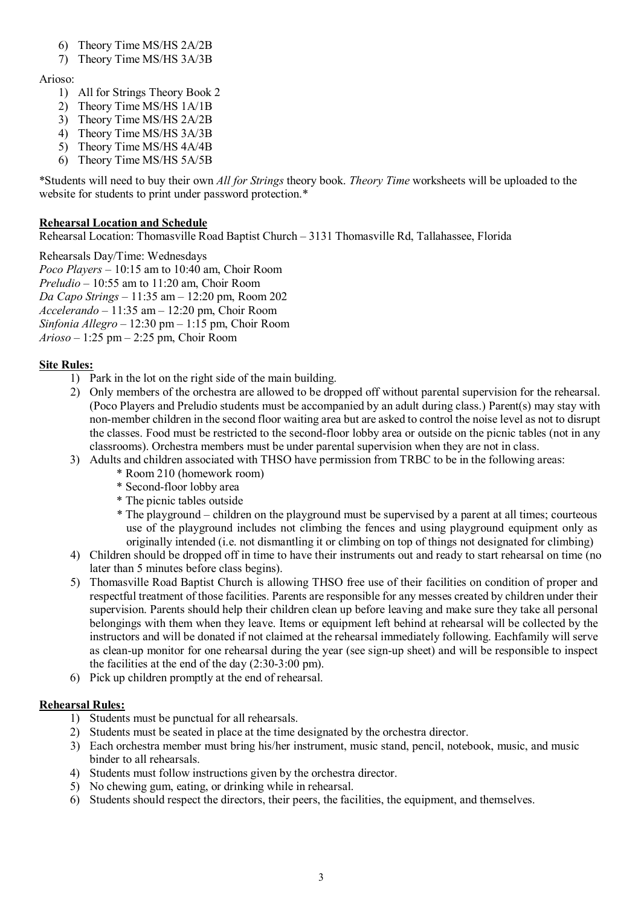6) Theory Time MS/HS 2A/2B
7) Theory Time MS/HS 3A/3B

Arioso:

1) All for Strings Theory Book 2
2) Theory Time MS/HS 1A/1B
3) Theory Time MS/HS 2A/2B
4) Theory Time MS/HS 3A/3B
5) Theory Time MS/HS 4A/4B
6) Theory Time MS/HS 5A/5B

*Students will need to buy their own *All for Strings* theory book. *Theory Time* worksheets will be uploaded to the website for students to print under password protection.*

**Rehearsal Location and Schedule**

Rehearsal Location: Thomasville Road Baptist Church – 3131 Thomasville Rd, Tallahassee, Florida

Rehearsals Day/Time: Wednesdays
*Poco Players* – 10:15 am to 10:40 am, Choir Room
*Preludio* – 10:55 am to 11:20 am, Choir Room
*Da Capo Strings* – 11:35 am – 12:20 pm, Room 202
*Accelerando* – 11:35 am – 12:20 pm, Choir Room
*Sinfonia Allegro* – 12:30 pm – 1:15 pm, Choir Room
*Arioso* – 1:25 pm – 2:25 pm, Choir Room

**Site Rules:**

1) Park in the lot on the right side of the main building.
2) Only members of the orchestra are allowed to be dropped off without parental supervision for the rehearsal. (Poco Players and Preludio students must be accompanied by an adult during class.) Parent(s) may stay with non-member children in the second floor waiting area but are asked to control the noise level as not to disrupt the classes. Food must be restricted to the second-floor lobby area or outside on the picnic tables (not in any classrooms). Orchestra members must be under parental supervision when they are not in class.
3) Adults and children associated with THSO have permission from TRBC to be in the following areas:
   * Room 210 (homework room)
   * Second-floor lobby area
   * The picnic tables outside
   * The playground – children on the playground must be supervised by a parent at all times; courteous use of the playground includes not climbing the fences and using playground equipment only as originally intended (i.e. not dismantling it or climbing on top of things not designated for climbing)
4) Children should be dropped off in time to have their instruments out and ready to start rehearsal on time (no later than 5 minutes before class begins).
5) Thomasville Road Baptist Church is allowing THSO free use of their facilities on condition of proper and respectful treatment of those facilities. Parents are responsible for any messes created by children under their supervision. Parents should help their children clean up before leaving and make sure they take all personal belongings with them when they leave. Items or equipment left behind at rehearsal will be collected by the instructors and will be donated if not claimed at the rehearsal immediately following. Eachfamily will serve as clean-up monitor for one rehearsal during the year (see sign-up sheet) and will be responsible to inspect the facilities at the end of the day (2:30-3:00 pm).
6) Pick up children promptly at the end of rehearsal.

**Rehearsal Rules:**

1) Students must be punctual for all rehearsals.
2) Students must be seated in place at the time designated by the orchestra director.
3) Each orchestra member must bring his/her instrument, music stand, pencil, notebook, music, and music binder to all rehearsals.
4) Students must follow instructions given by the orchestra director.
5) No chewing gum, eating, or drinking while in rehearsal.
6) Students should respect the directors, their peers, the facilities, the equipment, and themselves.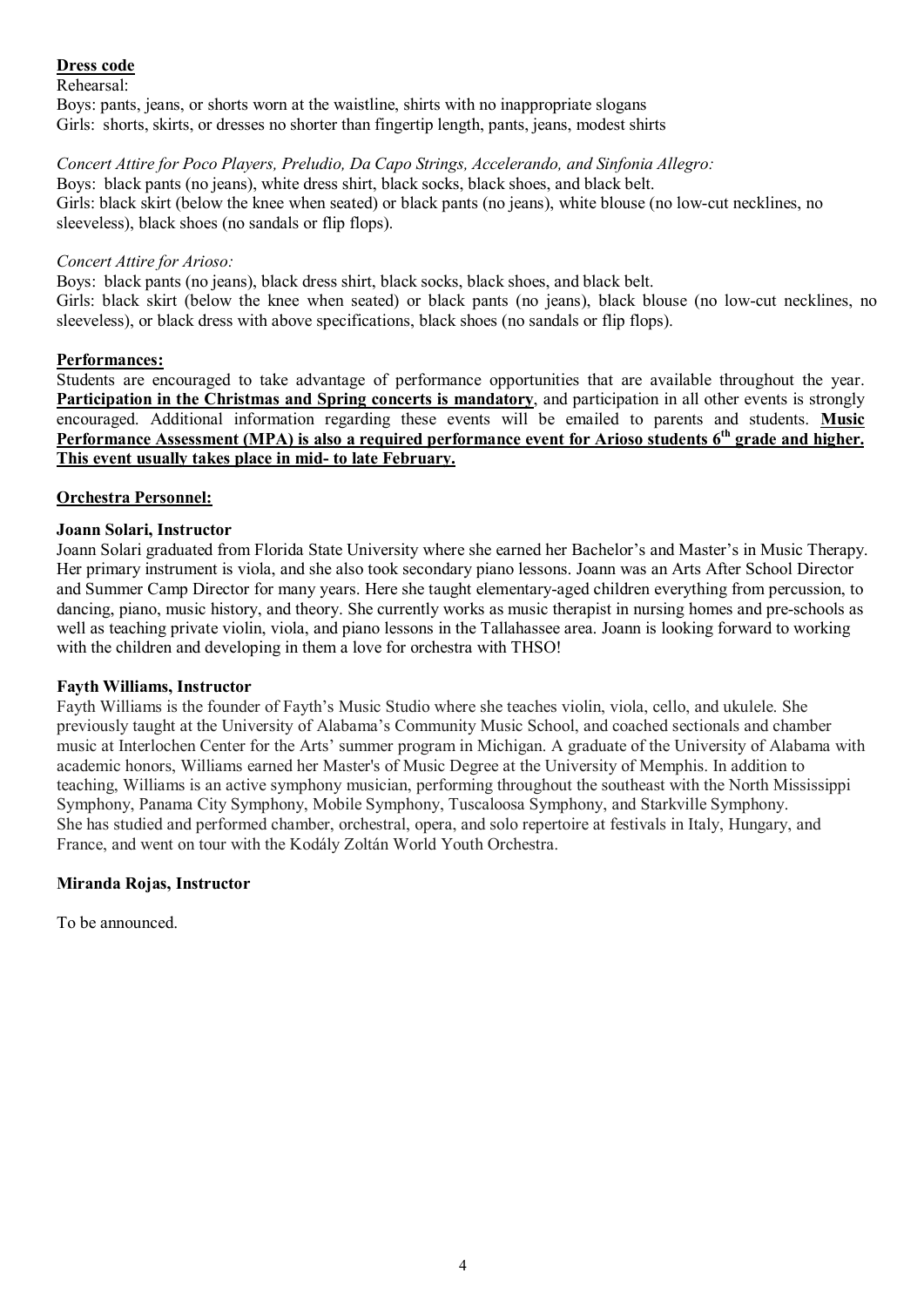## Dress code

Rehearsal:

Boys: pants, jeans, or shorts worn at the waistline, shirts with no inappropriate slogans

Girls: shorts, skirts, or dresses no shorter than fingertip length, pants, jeans, modest shirts

*Concert Attire for Poco Players, Preludio, Da Capo Strings, Accelerando, and Sinfonia Allegro:*

Boys: black pants (no jeans), white dress shirt, black socks, black shoes, and black belt.

Girls: black skirt (below the knee when seated) or black pants (no jeans), white blouse (no low-cut necklines, no sleeveless), black shoes (no sandals or flip flops).

*Concert Attire for Arioso:*

Boys: black pants (no jeans), black dress shirt, black socks, black shoes, and black belt.

Girls: black skirt (below the knee when seated) or black pants (no jeans), black blouse (no low-cut necklines, no sleeveless), or black dress with above specifications, black shoes (no sandals or flip flops).

## Performances:

Students are encouraged to take advantage of performance opportunities that are available throughout the year. **Participation in the Christmas and Spring concerts is mandatory**, and participation in all other events is strongly encouraged. Additional information regarding these events will be emailed to parents and students. **Music Performance Assessment (MPA) is also a required performance event for Arioso students 6th grade and higher. This event usually takes place in mid- to late February.**

## Orchestra Personnel:

### Joann Solari, Instructor

Joann Solari graduated from Florida State University where she earned her Bachelor's and Master's in Music Therapy. Her primary instrument is viola, and she also took secondary piano lessons. Joann was an Arts After School Director and Summer Camp Director for many years. Here she taught elementary-aged children everything from percussion, to dancing, piano, music history, and theory. She currently works as music therapist in nursing homes and pre-schools as well as teaching private violin, viola, and piano lessons in the Tallahassee area. Joann is looking forward to working with the children and developing in them a love for orchestra with THSO!

### Fayth Williams, Instructor

Fayth Williams is the founder of Fayth's Music Studio where she teaches violin, viola, cello, and ukulele. She previously taught at the University of Alabama's Community Music School, and coached sectionals and chamber music at Interlochen Center for the Arts' summer program in Michigan. A graduate of the University of Alabama with academic honors, Williams earned her Master's of Music Degree at the University of Memphis. In addition to teaching, Williams is an active symphony musician, performing throughout the southeast with the North Mississippi Symphony, Panama City Symphony, Mobile Symphony, Tuscaloosa Symphony, and Starkville Symphony. She has studied and performed chamber, orchestral, opera, and solo repertoire at festivals in Italy, Hungary, and France, and went on tour with the Kodály Zoltán World Youth Orchestra.

### Miranda Rojas, Instructor

To be announced.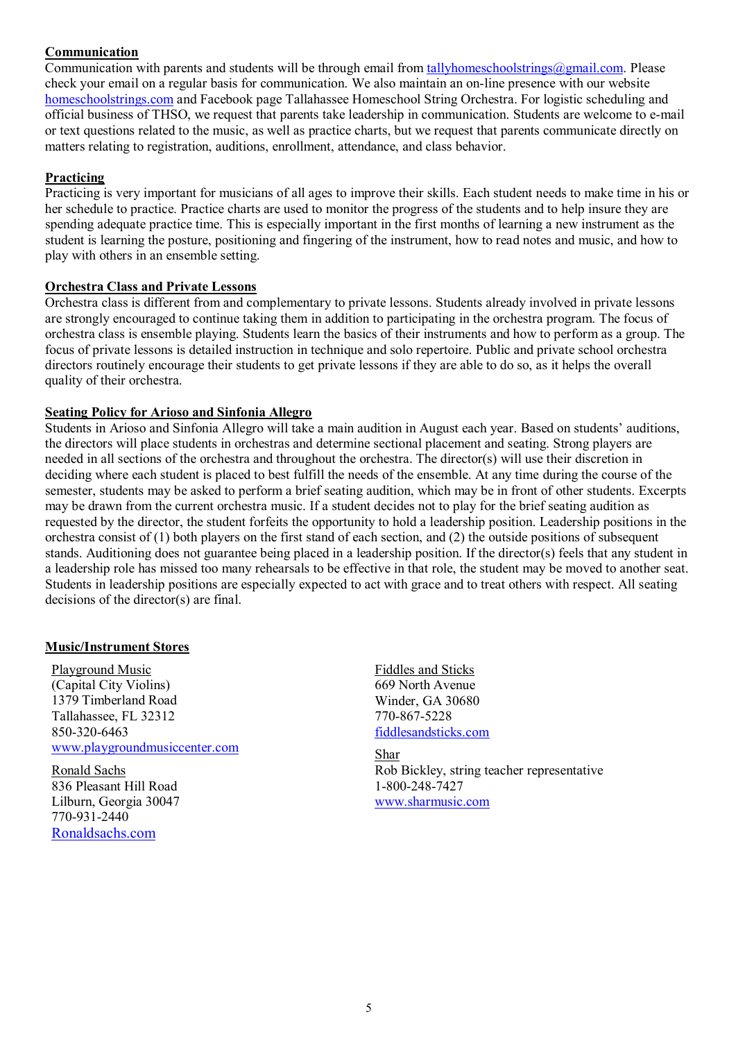**Communication**

Communication with parents and students will be through email from tallyhomeschoolstrings@gmail.com. Please check your email on a regular basis for communication. We also maintain an on-line presence with our website homeschoolstrings.com and Facebook page Tallahassee Homeschool String Orchestra. For logistic scheduling and official business of THSO, we request that parents take leadership in communication. Students are welcome to e-mail or text questions related to the music, as well as practice charts, but we request that parents communicate directly on matters relating to registration, auditions, enrollment, attendance, and class behavior.

**Practicing**

Practicing is very important for musicians of all ages to improve their skills. Each student needs to make time in his or her schedule to practice. Practice charts are used to monitor the progress of the students and to help insure they are spending adequate practice time. This is especially important in the first months of learning a new instrument as the student is learning the posture, positioning and fingering of the instrument, how to read notes and music, and how to play with others in an ensemble setting.

**Orchestra Class and Private Lessons**

Orchestra class is different from and complementary to private lessons. Students already involved in private lessons are strongly encouraged to continue taking them in addition to participating in the orchestra program. The focus of orchestra class is ensemble playing. Students learn the basics of their instruments and how to perform as a group. The focus of private lessons is detailed instruction in technique and solo repertoire. Public and private school orchestra directors routinely encourage their students to get private lessons if they are able to do so, as it helps the overall quality of their orchestra.

**Seating Policy for Arioso and Sinfonia Allegro**

Students in Arioso and Sinfonia Allegro will take a main audition in August each year. Based on students' auditions, the directors will place students in orchestras and determine sectional placement and seating. Strong players are needed in all sections of the orchestra and throughout the orchestra. The director(s) will use their discretion in deciding where each student is placed to best fulfill the needs of the ensemble. At any time during the course of the semester, students may be asked to perform a brief seating audition, which may be in front of other students. Excerpts may be drawn from the current orchestra music. If a student decides not to play for the brief seating audition as requested by the director, the student forfeits the opportunity to hold a leadership position. Leadership positions in the orchestra consist of (1) both players on the first stand of each section, and (2) the outside positions of subsequent stands. Auditioning does not guarantee being placed in a leadership position. If the director(s) feels that any student in a leadership role has missed too many rehearsals to be effective in that role, the student may be moved to another seat. Students in leadership positions are especially expected to act with grace and to treat others with respect. All seating decisions of the director(s) are final.

**Music/Instrument Stores**

Playground Music
(Capital City Violins)
1379 Timberland Road
Tallahassee, FL 32312
850-320-6463
www.playgroundmusiccenter.com

Ronald Sachs
836 Pleasant Hill Road
Lilburn, Georgia 30047
770-931-2440
Ronaldsachs.com

Fiddles and Sticks
669 North Avenue
Winder, GA 30680
770-867-5228
fiddlesandsticks.com

Shar
Rob Bickley, string teacher representative
1-800-248-7427
www.sharmusic.com